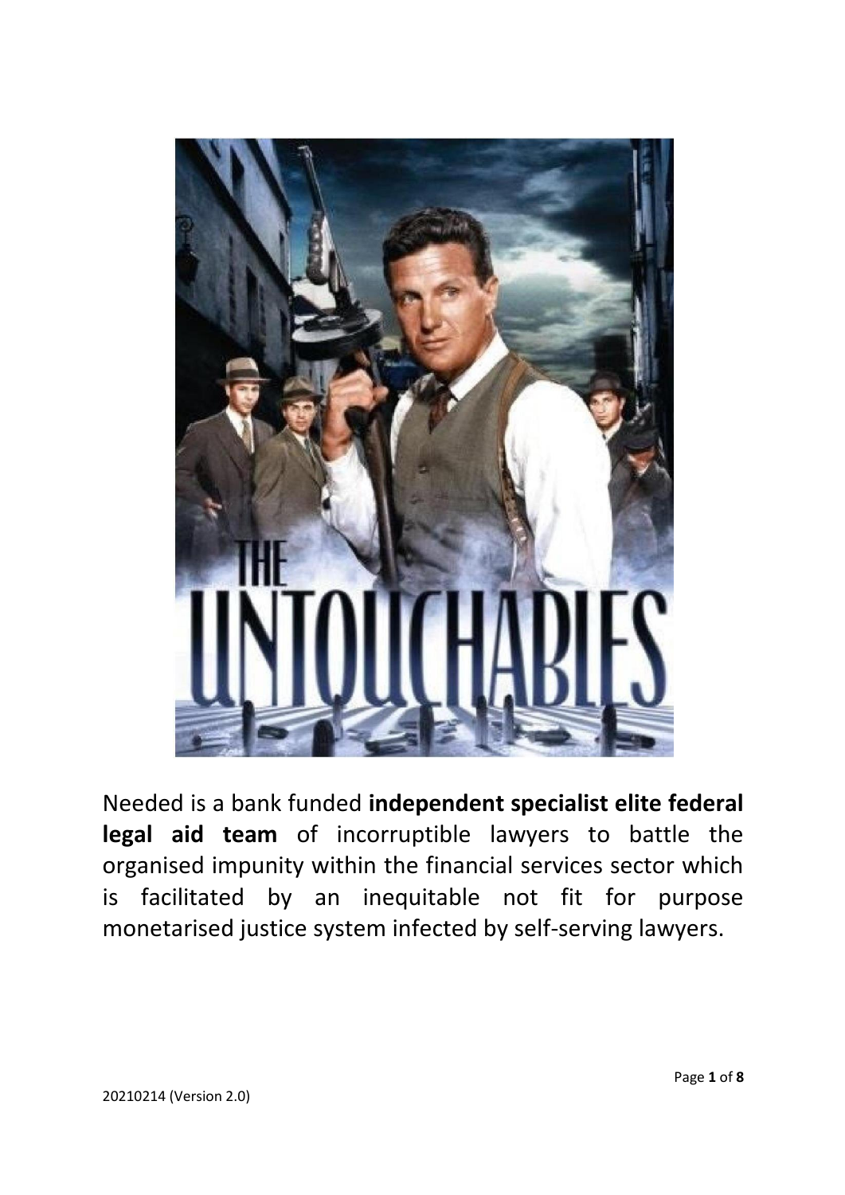Needed is a bank funded **independent specialist elite federal legal aid team** of incorruptible lawyers to battle the organised impunity within the financial services sector which is facilitated by an inequitable not fit for purpose monetarised justice system infected by self-serving lawyers.

20210214 (Version 2.0)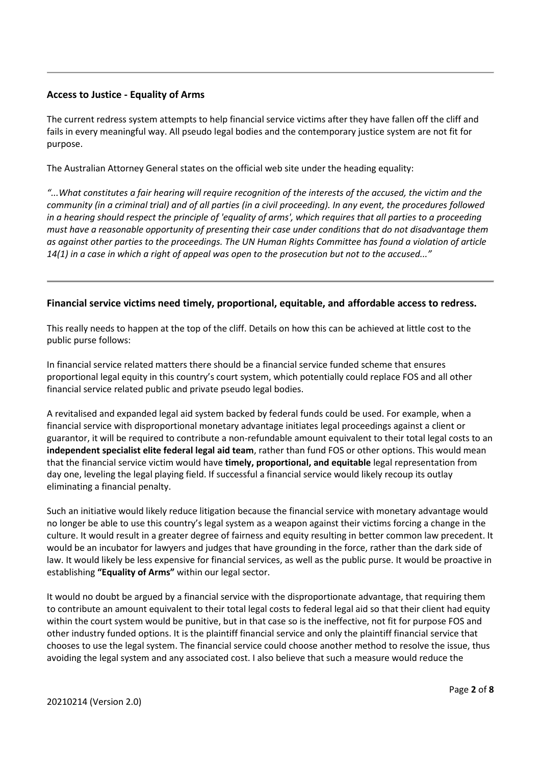### Access to Justice - Equality of Arms

The current redress system attempts to help financial service victims after they have fallen off the cliff and fails in every meaningful way. All pseudo legal bodies and the contemporary justice system are not fit for purpose.

The Australian Attorney General states on the official web site under the heading equality:

*"...What constitutes a fair hearing will require recognition of the interests of the accused, the victim and the community (in a criminal trial) and of all parties (in a civil proceeding). In any event, the procedures followed in a hearing should respect the principle of 'equality of arms', which requires that all parties to a proceeding must have a reasonable opportunity of presenting their case under conditions that do not disadvantage them as against other parties to the proceedings. The UN Human Rights Committee has found a violation of article 14(1) in a case in which a right of appeal was open to the prosecution but not to the accused..."*

---

### Financial service victims need timely, proportional, equitable, and affordable access to redress.

This really needs to happen at the top of the cliff. Details on how this can be achieved at little cost to the public purse follows:

In financial service related matters there should be a financial service funded scheme that ensures proportional legal equity in this country's court system, which potentially could replace FOS and all other financial service related public and private pseudo legal bodies.

A revitalised and expanded legal aid system backed by federal funds could be used. For example, when a financial service with disproportional monetary advantage initiates legal proceedings against a client or guarantor, it will be required to contribute a non-refundable amount equivalent to their total legal costs to an **independent specialist elite federal legal aid team**, rather than fund FOS or other options. This would mean that the financial service victim would have **timely, proportional, and equitable** legal representation from day one, leveling the legal playing field. If successful a financial service would likely recoup its outlay eliminating a financial penalty.

Such an initiative would likely reduce litigation because the financial service with monetary advantage would no longer be able to use this country's legal system as a weapon against their victims forcing a change in the culture. It would result in a greater degree of fairness and equity resulting in better common law precedent. It would be an incubator for lawyers and judges that have grounding in the force, rather than the dark side of law. It would likely be less expensive for financial services, as well as the public purse. It would be proactive in establishing **"Equality of Arms"** within our legal sector.

It would no doubt be argued by a financial service with the disproportionate advantage, that requiring them to contribute an amount equivalent to their total legal costs to federal legal aid so that their client had equity within the court system would be punitive, but in that case so is the ineffective, not fit for purpose FOS and other industry funded options. It is the plaintiff financial service and only the plaintiff financial service that chooses to use the legal system. The financial service could choose another method to resolve the issue, thus avoiding the legal system and any associated cost. I also believe that such a measure would reduce the

20210214 (Version 2.0)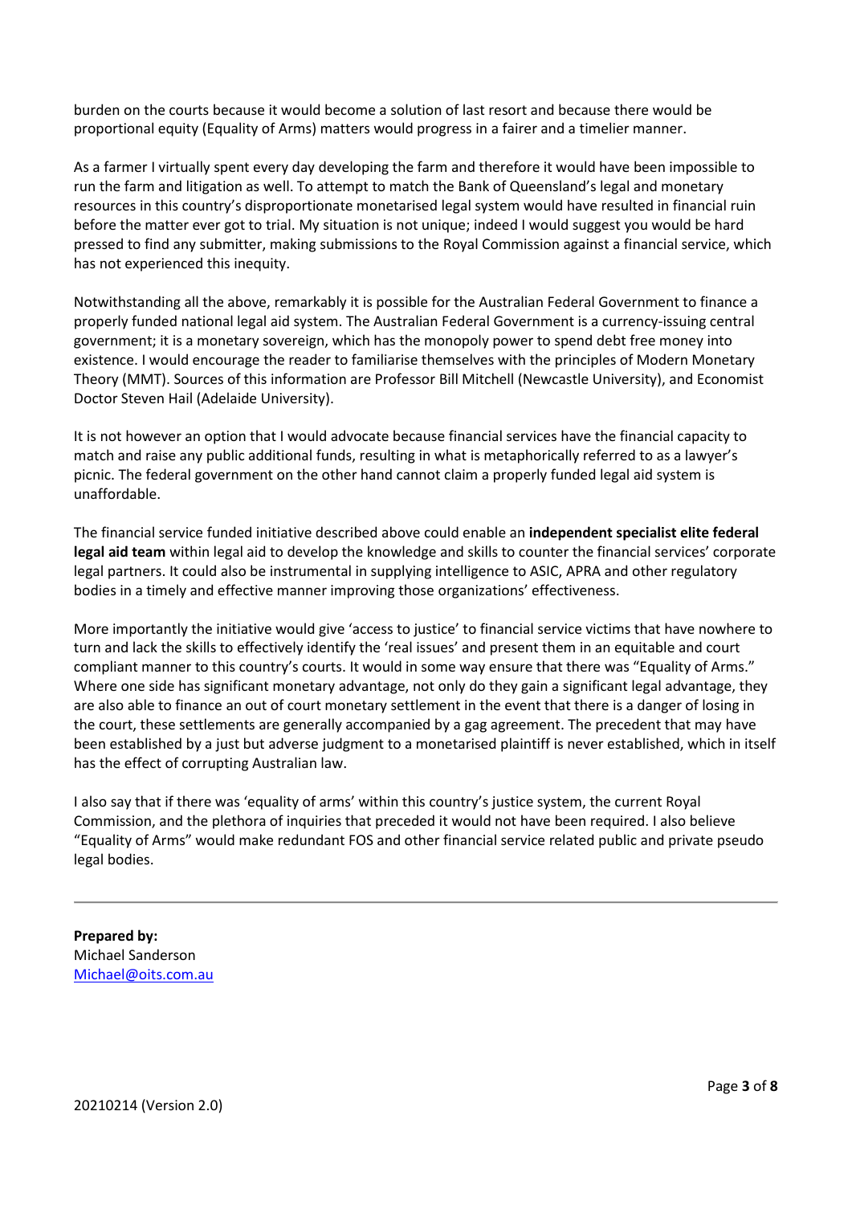burden on the courts because it would become a solution of last resort and because there would be proportional equity (Equality of Arms) matters would progress in a fairer and a timelier manner.

As a farmer I virtually spent every day developing the farm and therefore it would have been impossible to run the farm and litigation as well. To attempt to match the Bank of Queensland's legal and monetary resources in this country's disproportionate monetarised legal system would have resulted in financial ruin before the matter ever got to trial. My situation is not unique; indeed I would suggest you would be hard pressed to find any submitter, making submissions to the Royal Commission against a financial service, which has not experienced this inequity.

Notwithstanding all the above, remarkably it is possible for the Australian Federal Government to finance a properly funded national legal aid system. The Australian Federal Government is a currency-issuing central government; it is a monetary sovereign, which has the monopoly power to spend debt free money into existence. I would encourage the reader to familiarise themselves with the principles of Modern Monetary Theory (MMT). Sources of this information are Professor Bill Mitchell (Newcastle University), and Economist Doctor Steven Hail (Adelaide University).

It is not however an option that I would advocate because financial services have the financial capacity to match and raise any public additional funds, resulting in what is metaphorically referred to as a lawyer's picnic. The federal government on the other hand cannot claim a properly funded legal aid system is unaffordable.

The financial service funded initiative described above could enable an **independent specialist elite federal legal aid team** within legal aid to develop the knowledge and skills to counter the financial services' corporate legal partners. It could also be instrumental in supplying intelligence to ASIC, APRA and other regulatory bodies in a timely and effective manner improving those organizations' effectiveness.

More importantly the initiative would give 'access to justice' to financial service victims that have nowhere to turn and lack the skills to effectively identify the 'real issues' and present them in an equitable and court compliant manner to this country's courts. It would in some way ensure that there was "Equality of Arms." Where one side has significant monetary advantage, not only do they gain a significant legal advantage, they are also able to finance an out of court monetary settlement in the event that there is a danger of losing in the court, these settlements are generally accompanied by a gag agreement. The precedent that may have been established by a just but adverse judgment to a monetarised plaintiff is never established, which in itself has the effect of corrupting Australian law.

I also say that if there was 'equality of arms' within this country's justice system, the current Royal Commission, and the plethora of inquiries that preceded it would not have been required. I also believe "Equality of Arms" would make redundant FOS and other financial service related public and private pseudo legal bodies.

---

**Prepared by:**
Michael Sanderson
[Michael@oits.com.au](mailto:Michael@oits.com.au)

20210214 (Version 2.0)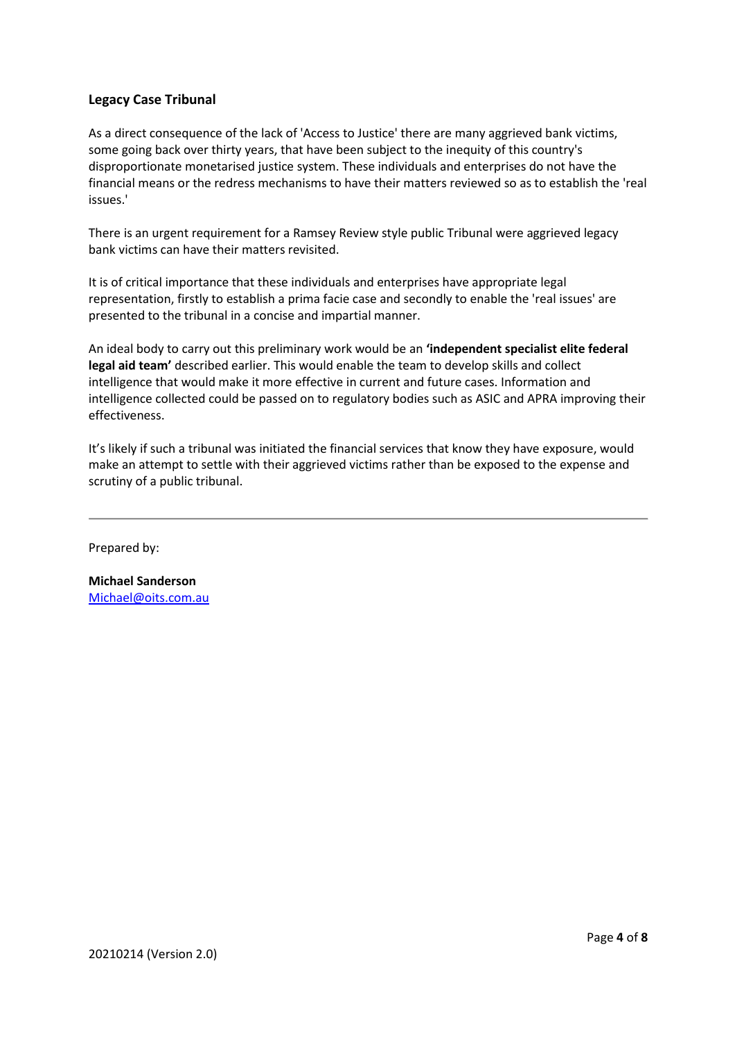## Legacy Case Tribunal

As a direct consequence of the lack of 'Access to Justice' there are many aggrieved bank victims, some going back over thirty years, that have been subject to the inequity of this country's disproportionate monetarised justice system. These individuals and enterprises do not have the financial means or the redress mechanisms to have their matters reviewed so as to establish the 'real issues.'

There is an urgent requirement for a Ramsey Review style public Tribunal were aggrieved legacy bank victims can have their matters revisited.

It is of critical importance that these individuals and enterprises have appropriate legal representation, firstly to establish a prima facie case and secondly to enable the 'real issues' are presented to the tribunal in a concise and impartial manner.

An ideal body to carry out this preliminary work would be an **'independent specialist elite federal legal aid team'** described earlier. This would enable the team to develop skills and collect intelligence that would make it more effective in current and future cases. Information and intelligence collected could be passed on to regulatory bodies such as ASIC and APRA improving their effectiveness.

It's likely if such a tribunal was initiated the financial services that know they have exposure, would make an attempt to settle with their aggrieved victims rather than be exposed to the expense and scrutiny of a public tribunal.

---

Prepared by:

**Michael Sanderson**
Michael@oits.com.au

20210214 (Version 2.0)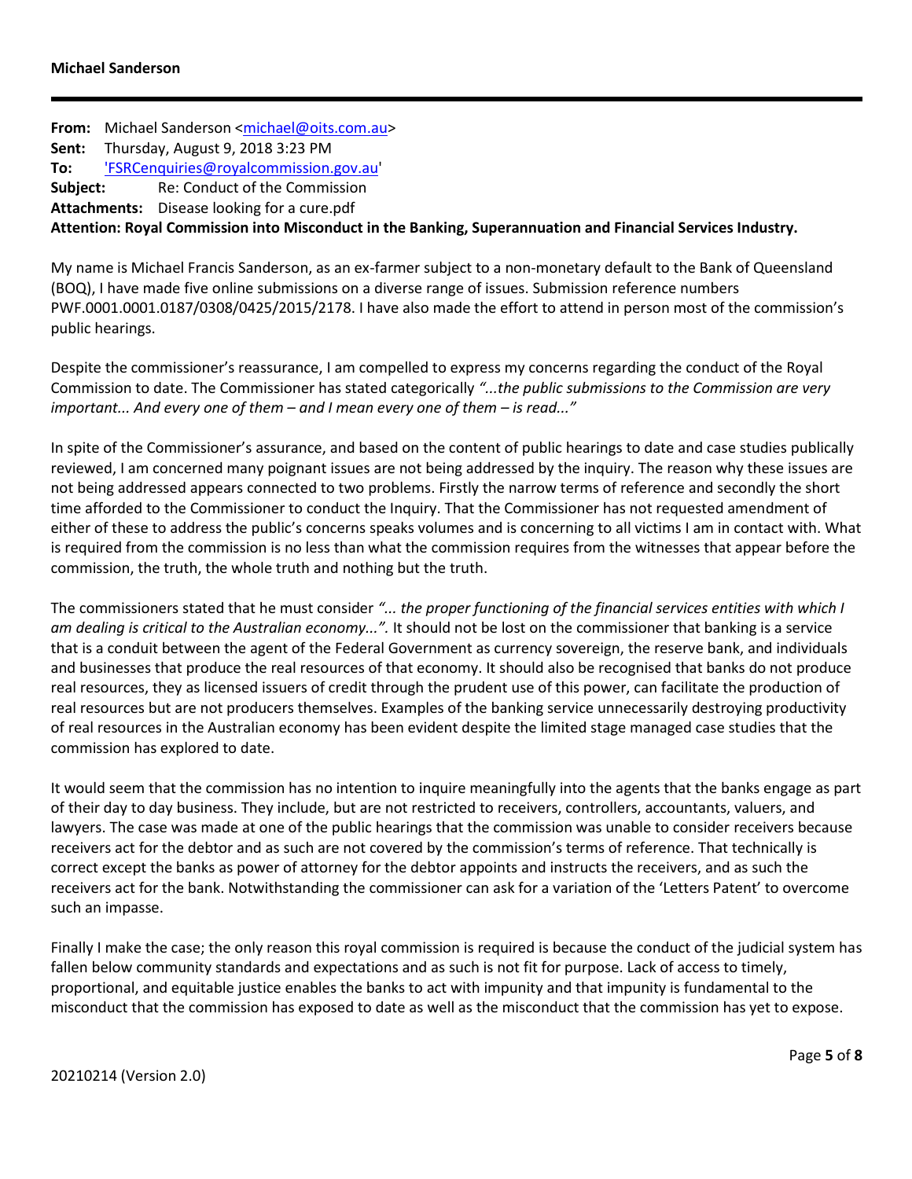**Michael Sanderson**

---

**From:** Michael Sanderson <michael@oits.com.au>
**Sent:** Thursday, August 9, 2018 3:23 PM
**To:** 'FSRCenquiries@royalcommission.gov.au'
**Subject:** Re: Conduct of the Commission
**Attachments:** Disease looking for a cure.pdf
**Attention: Royal Commission into Misconduct in the Banking, Superannuation and Financial Services Industry.**

My name is Michael Francis Sanderson, as an ex-farmer subject to a non-monetary default to the Bank of Queensland (BOQ), I have made five online submissions on a diverse range of issues. Submission reference numbers PWF.0001.0001.0187/0308/0425/2015/2178. I have also made the effort to attend in person most of the commission's public hearings.

Despite the commissioner's reassurance, I am compelled to express my concerns regarding the conduct of the Royal Commission to date. The Commissioner has stated categorically *"...the public submissions to the Commission are very important... And every one of them – and I mean every one of them – is read..."*

In spite of the Commissioner's assurance, and based on the content of public hearings to date and case studies publically reviewed, I am concerned many poignant issues are not being addressed by the inquiry. The reason why these issues are not being addressed appears connected to two problems. Firstly the narrow terms of reference and secondly the short time afforded to the Commissioner to conduct the Inquiry. That the Commissioner has not requested amendment of either of these to address the public's concerns speaks volumes and is concerning to all victims I am in contact with. What is required from the commission is no less than what the commission requires from the witnesses that appear before the commission, the truth, the whole truth and nothing but the truth.

The commissioners stated that he must consider *"... the proper functioning of the financial services entities with which I am dealing is critical to the Australian economy...".* It should not be lost on the commissioner that banking is a service that is a conduit between the agent of the Federal Government as currency sovereign, the reserve bank, and individuals and businesses that produce the real resources of that economy. It should also be recognised that banks do not produce real resources, they as licensed issuers of credit through the prudent use of this power, can facilitate the production of real resources but are not producers themselves. Examples of the banking service unnecessarily destroying productivity of real resources in the Australian economy has been evident despite the limited stage managed case studies that the commission has explored to date.

It would seem that the commission has no intention to inquire meaningfully into the agents that the banks engage as part of their day to day business. They include, but are not restricted to receivers, controllers, accountants, valuers, and lawyers. The case was made at one of the public hearings that the commission was unable to consider receivers because receivers act for the debtor and as such are not covered by the commission's terms of reference. That technically is correct except the banks as power of attorney for the debtor appoints and instructs the receivers, and as such the receivers act for the bank. Notwithstanding the commissioner can ask for a variation of the 'Letters Patent' to overcome such an impasse.

Finally I make the case; the only reason this royal commission is required is because the conduct of the judicial system has fallen below community standards and expectations and as such is not fit for purpose. Lack of access to timely, proportional, and equitable justice enables the banks to act with impunity and that impunity is fundamental to the misconduct that the commission has exposed to date as well as the misconduct that the commission has yet to expose.

20210214 (Version 2.0)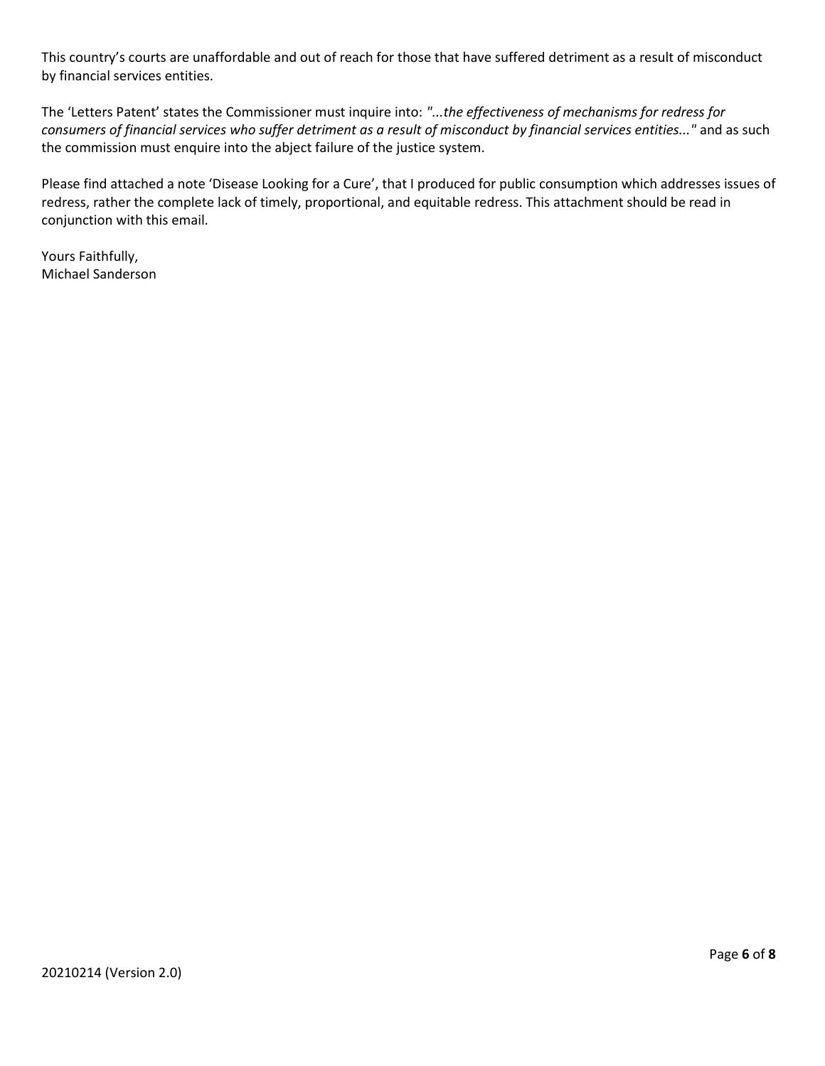This country's courts are unaffordable and out of reach for those that have suffered detriment as a result of misconduct by financial services entities.

The 'Letters Patent' states the Commissioner must inquire into: *"...the effectiveness of mechanisms for redress for consumers of financial services who suffer detriment as a result of misconduct by financial services entities..."* and as such the commission must enquire into the abject failure of the justice system.

Please find attached a note 'Disease Looking for a Cure', that I produced for public consumption which addresses issues of redress, rather the complete lack of timely, proportional, and equitable redress. This attachment should be read in conjunction with this email.

Yours Faithfully,
Michael Sanderson

20210214 (Version 2.0)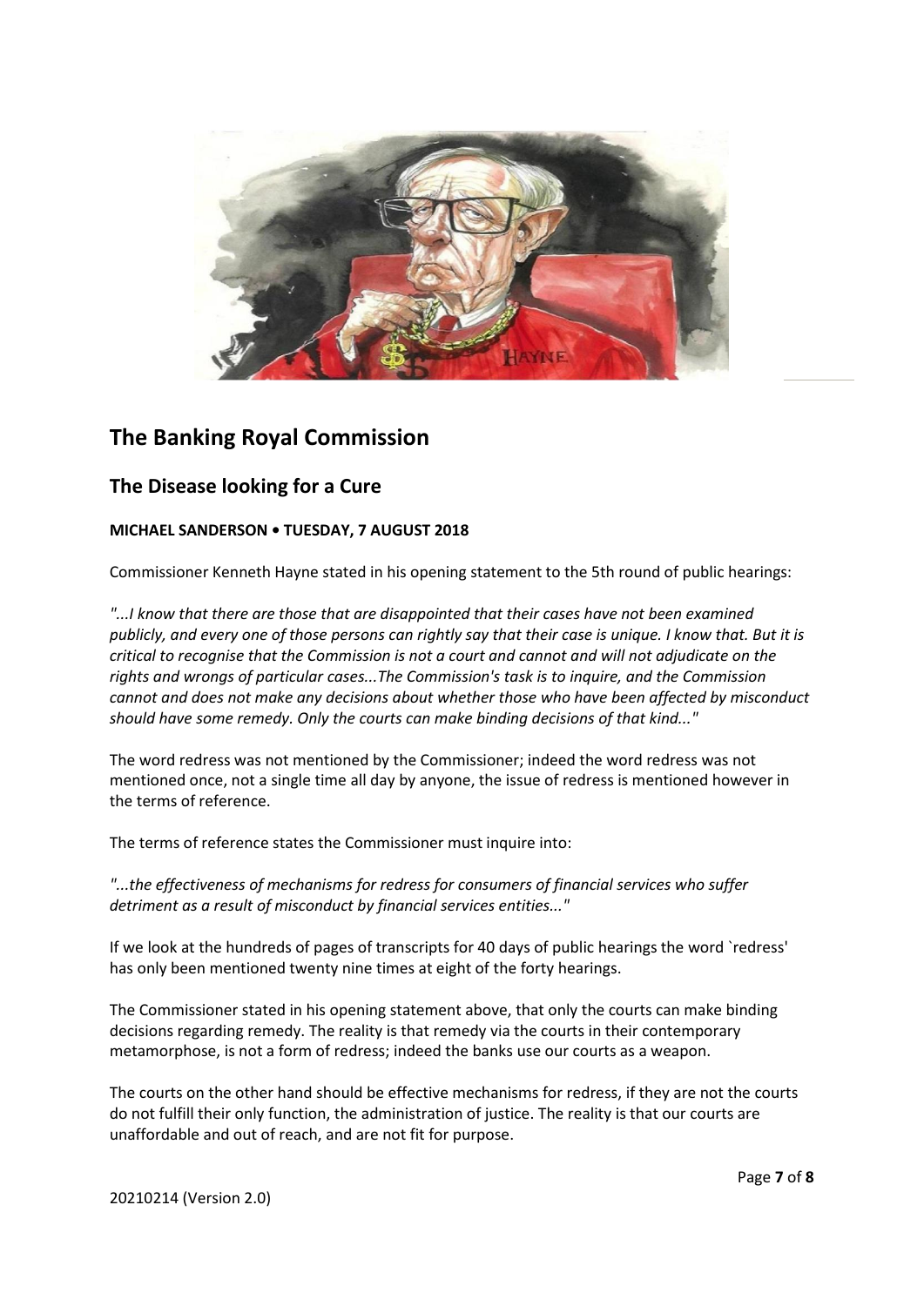## The Banking Royal Commission

### The Disease looking for a Cure

**MICHAEL SANDERSON • TUESDAY, 7 AUGUST 2018**

Commissioner Kenneth Hayne stated in his opening statement to the 5th round of public hearings:

*"...I know that there are those that are disappointed that their cases have not been examined publicly, and every one of those persons can rightly say that their case is unique. I know that. But it is critical to recognise that the Commission is not a court and cannot and will not adjudicate on the rights and wrongs of particular cases...The Commission's task is to inquire, and the Commission cannot and does not make any decisions about whether those who have been affected by misconduct should have some remedy. Only the courts can make binding decisions of that kind..."*

The word redress was not mentioned by the Commissioner; indeed the word redress was not mentioned once, not a single time all day by anyone, the issue of redress is mentioned however in the terms of reference.

The terms of reference states the Commissioner must inquire into:

*"...the effectiveness of mechanisms for redress for consumers of financial services who suffer detriment as a result of misconduct by financial services entities..."*

If we look at the hundreds of pages of transcripts for 40 days of public hearings the word `redress' has only been mentioned twenty nine times at eight of the forty hearings.

The Commissioner stated in his opening statement above, that only the courts can make binding decisions regarding remedy. The reality is that remedy via the courts in their contemporary metamorphose, is not a form of redress; indeed the banks use our courts as a weapon.

The courts on the other hand should be effective mechanisms for redress, if they are not the courts do not fulfill their only function, the administration of justice. The reality is that our courts are unaffordable and out of reach, and are not fit for purpose.

20210214 (Version 2.0)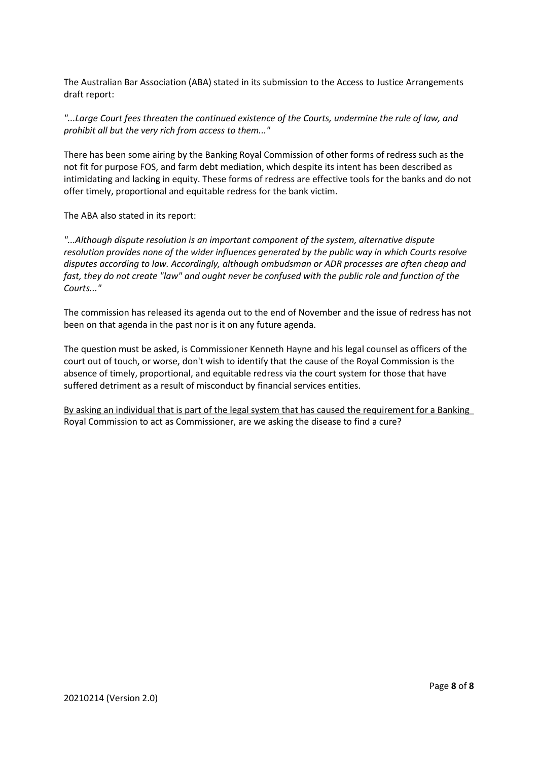The Australian Bar Association (ABA) stated in its submission to the Access to Justice Arrangements draft report:

*"...Large Court fees threaten the continued existence of the Courts, undermine the rule of law, and prohibit all but the very rich from access to them..."*

There has been some airing by the Banking Royal Commission of other forms of redress such as the not fit for purpose FOS, and farm debt mediation, which despite its intent has been described as intimidating and lacking in equity. These forms of redress are effective tools for the banks and do not offer timely, proportional and equitable redress for the bank victim.

The ABA also stated in its report:

*"...Although dispute resolution is an important component of the system, alternative dispute resolution provides none of the wider influences generated by the public way in which Courts resolve disputes according to law. Accordingly, although ombudsman or ADR processes are often cheap and fast, they do not create "law" and ought never be confused with the public role and function of the Courts..."*

The commission has released its agenda out to the end of November and the issue of redress has not been on that agenda in the past nor is it on any future agenda.

The question must be asked, is Commissioner Kenneth Hayne and his legal counsel as officers of the court out of touch, or worse, don't wish to identify that the cause of the Royal Commission is the absence of timely, proportional, and equitable redress via the court system for those that have suffered detriment as a result of misconduct by financial services entities.

By asking an individual that is part of the legal system that has caused the requirement for a Banking Royal Commission to act as Commissioner, are we asking the disease to find a cure?

20210214 (Version 2.0)